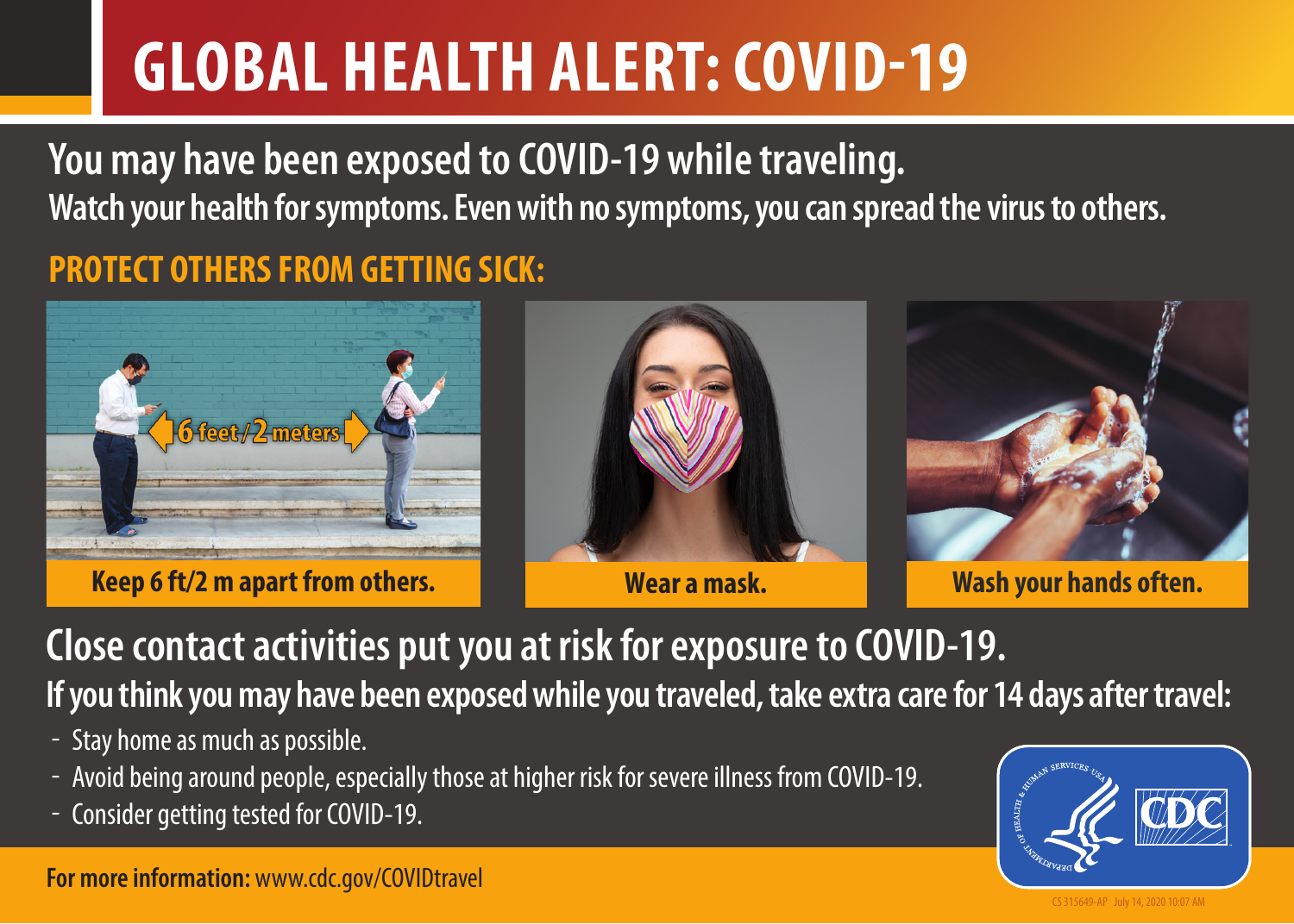# GLOBAL HEALTH ALERT: COVID-19

## You may have been exposed to COVID-19 while traveling.

**Watch your health for symptoms. Even with no symptoms, you can spread the virus to others.**

### PROTECT OTHERS FROM GETTING SICK:

6 feet/2 meters

**Keep 6 ft/2 m apart from others.**

**Wear a mask.**

**Wash your hands often.**

## Close contact activities put you at risk for exposure to COVID-19.

**If you think you may have been exposed while you traveled, take extra care for 14 days after travel:**

- Stay home as much as possible.
- Avoid being around people, especially those at higher risk for severe illness from COVID-19.
- Consider getting tested for COVID-19.

**For more information:** www.cdc.gov/COVIDtravel

CS 315649-AP July 14, 2020 10:07 AM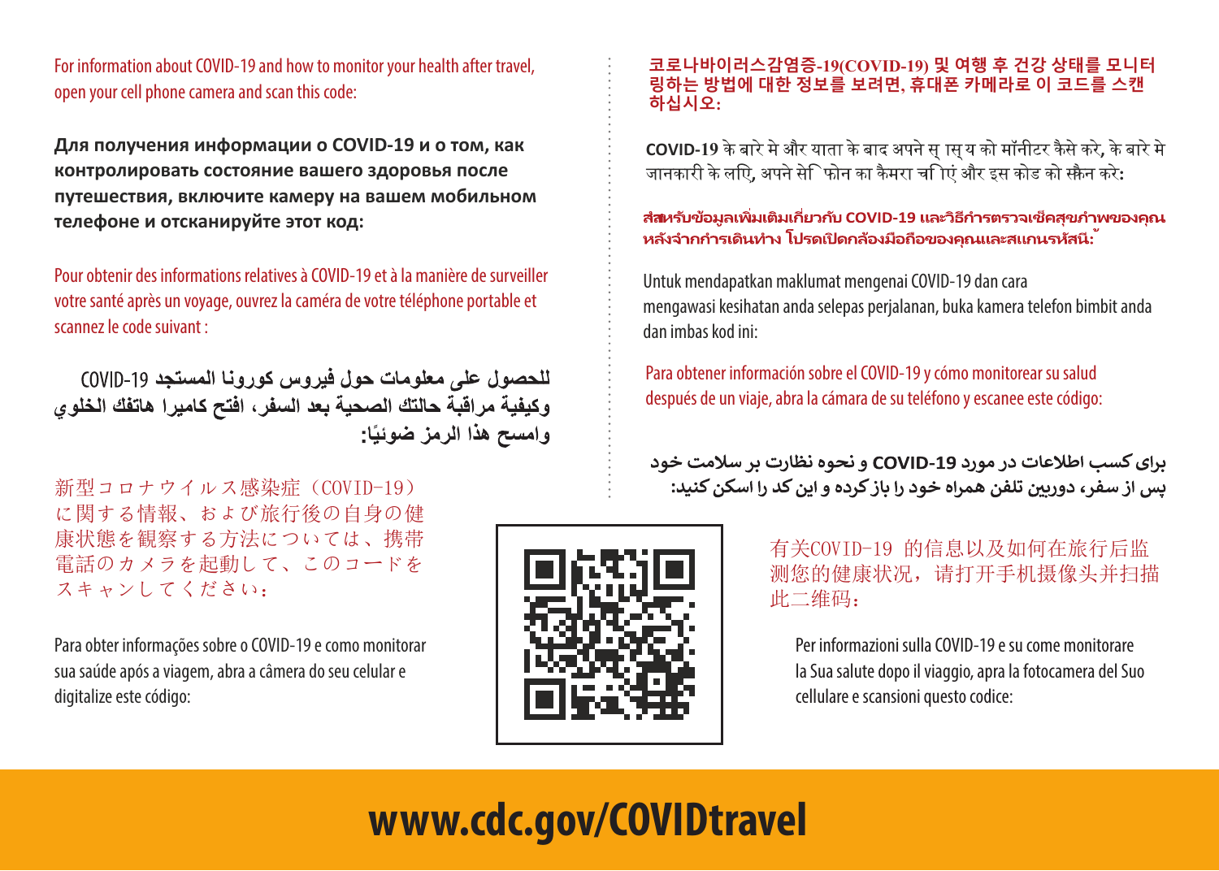For information about COVID-19 and how to monitor your health after travel, open your cell phone camera and scan this code:

**Для получения информации о COVID-19 и о том, как контролировать состояние вашего здоровья после путешествия, включите камеру на вашем мобильном телефоне и отсканируйте этот код:**

Pour obtenir des informations relatives à COVID-19 et à la manière de surveiller votre santé après un voyage, ouvrez la caméra de votre téléphone portable et scannez le code suivant :

**للحصول على معلومات حول فيروس كورونا المستجد COVID-19 وكيفية مراقبة حالتك الصحية بعد السفر، افتح كاميرا هاتفك الخلوي وامسح هذا الرمز ضوئيًا:**

新型コロナウイルス感染症（COVID-19）に関する情報、および旅行後の自身の健康状態を観察する方法については、携帯電話のカメラを起動して、このコードをスキャンしてください：

Para obter informações sobre o COVID-19 e como monitorar sua saúde após a viagem, abra a câmera do seu celular e digitalize este código:

**코로나바이러스감염증-19(COVID-19) 및 여행 후 건강 상태를 모니터링하는 방법에 대한 정보를 보려면, 휴대폰 카메라로 이 코드를 스캔하십시오:**

**COVID-19** के बारे मे और यात्रा के बाद अपने स्वास्थ्य को मॉनीटर कैसे करे, के बारे मे जानकारी के लिए, अपने सेल फोन का कैमरा चालू करें और इस कोड को स्कैन करें:

**สำหรับข้อมูลเพิ่มเติมเกี่ยวกับ COVID-19 และวิธีการตรวจเช็คสุขภาพของคุณหลังจากการเดินทาง โปรดเปิดกล้องมือถือของคุณและสแกนรหัสนี้:**

Untuk mendapatkan maklumat mengenai COVID-19 dan cara mengawasi kesihatan anda selepas perjalanan, buka kamera telefon bimbit anda dan imbas kod ini:

Para obtener información sobre el COVID-19 y cómo monitorear su salud después de un viaje, abra la cámara de su teléfono y escanee este código:

**برای کسب اطلاعات در مورد COVID-19 و نحوه نظارت بر سلامت خود پس از سفر، دوربین تلفن همراه خود را باز کرده و این کد را اسکن کنید:**

有关COVID-19 的信息以及如何在旅行后监测您的健康状况，请打开手机摄像头并扫描此二维码：

Per informazioni sulla COVID-19 e su come monitorare la Sua salute dopo il viaggio, apra la fotocamera del Suo cellulare e scansioni questo codice:

**www.cdc.gov/COVIDtravel**